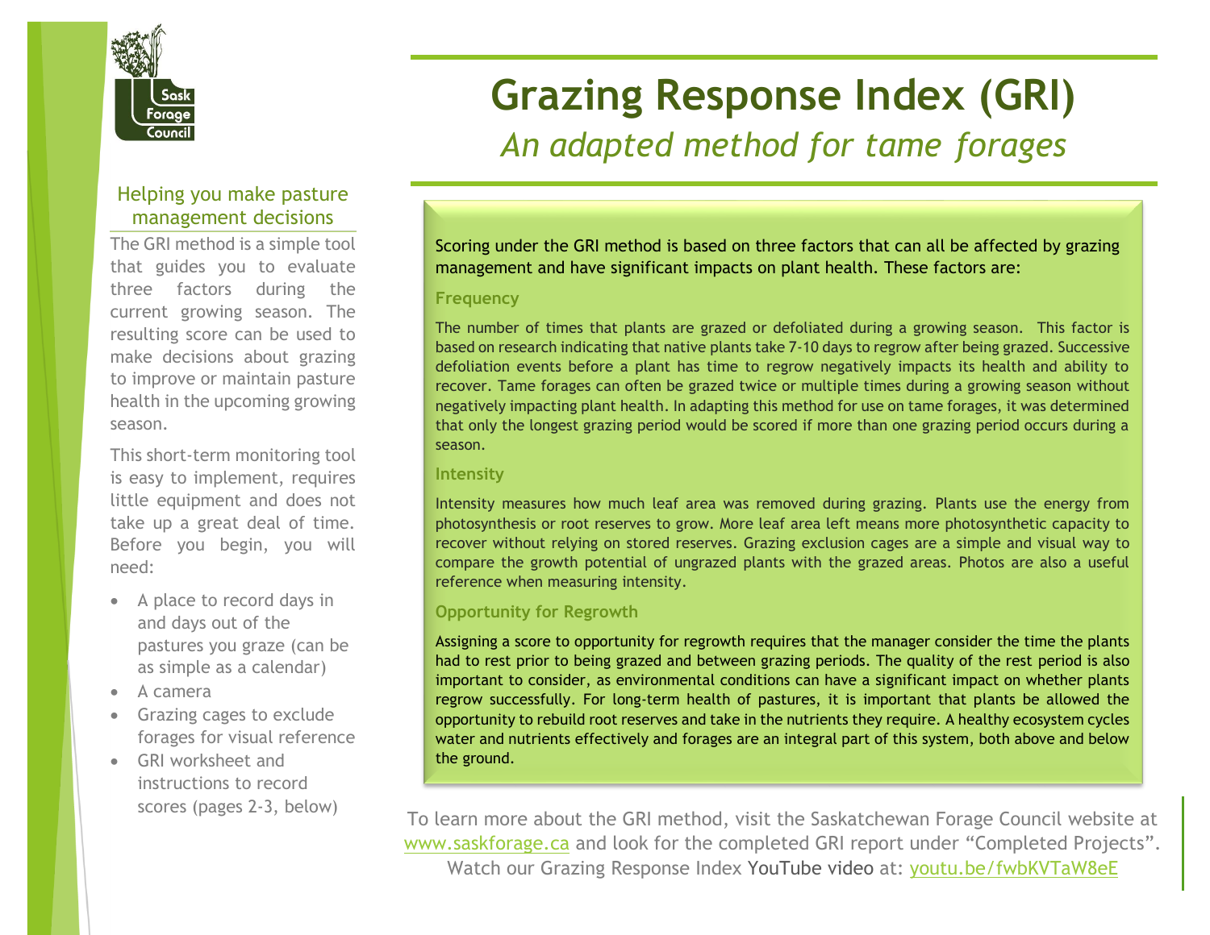Sask Forage Council

# Grazing Response Index (GRI)

*An adapted method for tame forages*

## Helping you make pasture management decisions

The GRI method is a simple tool that guides you to evaluate three factors during the current growing season. The resulting score can be used to make decisions about grazing to improve or maintain pasture health in the upcoming growing season.

This short-term monitoring tool is easy to implement, requires little equipment and does not take up a great deal of time. Before you begin, you will need:

- A place to record days in and days out of the pastures you graze (can be as simple as a calendar)
- A camera
- Grazing cages to exclude forages for visual reference
- GRI worksheet and instructions to record scores (pages 2-3, below)

Scoring under the GRI method is based on three factors that can all be affected by grazing management and have significant impacts on plant health. These factors are:

### Frequency

The number of times that plants are grazed or defoliated during a growing season. This factor is based on research indicating that native plants take 7-10 days to regrow after being grazed. Successive defoliation events before a plant has time to regrow negatively impacts its health and ability to recover. Tame forages can often be grazed twice or multiple times during a growing season without negatively impacting plant health. In adapting this method for use on tame forages, it was determined that only the longest grazing period would be scored if more than one grazing period occurs during a season.

### Intensity

Intensity measures how much leaf area was removed during grazing. Plants use the energy from photosynthesis or root reserves to grow. More leaf area left means more photosynthetic capacity to recover without relying on stored reserves. Grazing exclusion cages are a simple and visual way to compare the growth potential of ungrazed plants with the grazed areas. Photos are also a useful reference when measuring intensity.

### Opportunity for Regrowth

Assigning a score to opportunity for regrowth requires that the manager consider the time the plants had to rest prior to being grazed and between grazing periods. The quality of the rest period is also important to consider, as environmental conditions can have a significant impact on whether plants regrow successfully. For long-term health of pastures, it is important that plants be allowed the opportunity to rebuild root reserves and take in the nutrients they require. A healthy ecosystem cycles water and nutrients effectively and forages are an integral part of this system, both above and below the ground.

To learn more about the GRI method, visit the Saskatchewan Forage Council website at [www.saskforage.ca](http://www.saskforage.ca) and look for the completed GRI report under "Completed Projects". Watch our Grazing Response Index YouTube video at: [youtu.be/fwbKVTaW8eE](https://youtu.be/fwbKVTaW8eE)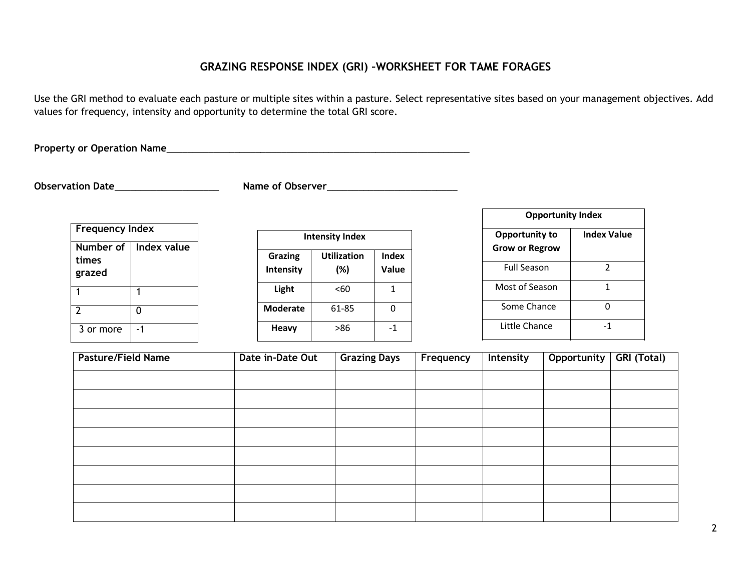# GRAZING RESPONSE INDEX (GRI) –WORKSHEET FOR TAME FORAGES

Use the GRI method to evaluate each pasture or multiple sites within a pasture. Select representative sites based on your management objectives. Add values for frequency, intensity and opportunity to determine the total GRI score.

**Property or Operation Name**____________________________________________________________

**Observation Date**____________________ **Name of Observer**_________________________

| Frequency Index | |
|---|---|
| **Number of times grazed** | **Index value** |
| 1 | 1 |
| 2 | 0 |
| 3 or more | -1 |

| Intensity Index | | |
|---|---|---|
| **Grazing Intensity** | **Utilization (%)** | **Index Value** |
| **Light** | <60 | 1 |
| **Moderate** | 61-85 | 0 |
| **Heavy** | >86 | -1 |

| Opportunity Index | |
|---|---|
| **Opportunity to Grow or Regrow** | **Index Value** |
| Full Season | 2 |
| Most of Season | 1 |
| Some Chance | 0 |
| Little Chance | -1 |

| Pasture/Field Name | Date in-Date Out | Grazing Days | Frequency | Intensity | Opportunity | GRI (Total) |
|---|---|---|---|---|---|---|
| | | | | | | |
| | | | | | | |
| | | | | | | |
| | | | | | | |
| | | | | | | |
| | | | | | | |
| | | | | | | |
| | | | | | | |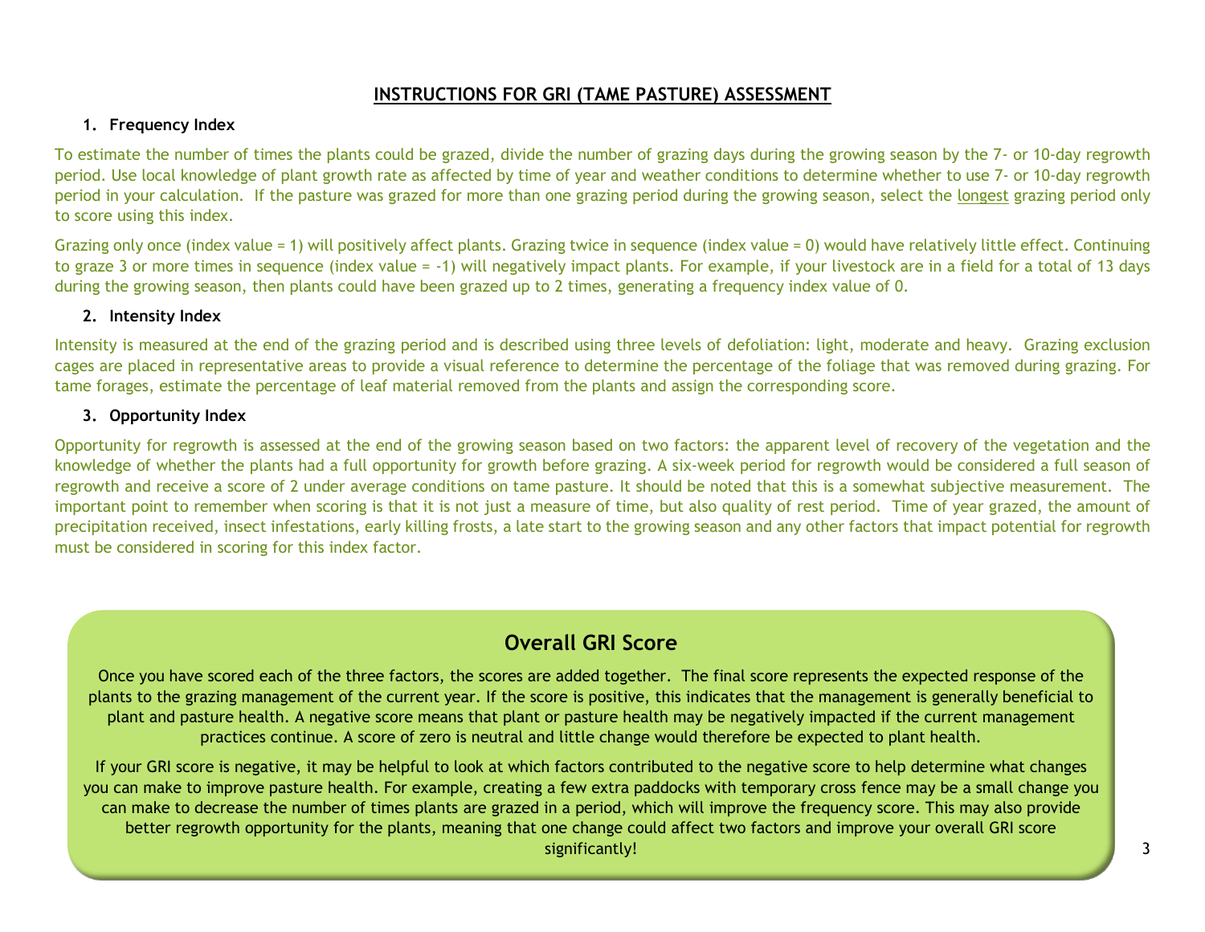## INSTRUCTIONS FOR GRI (TAME PASTURE) ASSESSMENT

### 1. Frequency Index

To estimate the number of times the plants could be grazed, divide the number of grazing days during the growing season by the 7- or 10-day regrowth period. Use local knowledge of plant growth rate as affected by time of year and weather conditions to determine whether to use 7- or 10-day regrowth period in your calculation. If the pasture was grazed for more than one grazing period during the growing season, select the longest grazing period only to score using this index.

Grazing only once (index value = 1) will positively affect plants. Grazing twice in sequence (index value = 0) would have relatively little effect. Continuing to graze 3 or more times in sequence (index value = -1) will negatively impact plants. For example, if your livestock are in a field for a total of 13 days during the growing season, then plants could have been grazed up to 2 times, generating a frequency index value of 0.

### 2. Intensity Index

Intensity is measured at the end of the grazing period and is described using three levels of defoliation: light, moderate and heavy. Grazing exclusion cages are placed in representative areas to provide a visual reference to determine the percentage of the foliage that was removed during grazing. For tame forages, estimate the percentage of leaf material removed from the plants and assign the corresponding score.

### 3. Opportunity Index

Opportunity for regrowth is assessed at the end of the growing season based on two factors: the apparent level of recovery of the vegetation and the knowledge of whether the plants had a full opportunity for growth before grazing. A six-week period for regrowth would be considered a full season of regrowth and receive a score of 2 under average conditions on tame pasture. It should be noted that this is a somewhat subjective measurement. The important point to remember when scoring is that it is not just a measure of time, but also quality of rest period. Time of year grazed, the amount of precipitation received, insect infestations, early killing frosts, a late start to the growing season and any other factors that impact potential for regrowth must be considered in scoring for this index factor.

## Overall GRI Score

Once you have scored each of the three factors, the scores are added together. The final score represents the expected response of the plants to the grazing management of the current year. If the score is positive, this indicates that the management is generally beneficial to plant and pasture health. A negative score means that plant or pasture health may be negatively impacted if the current management practices continue. A score of zero is neutral and little change would therefore be expected to plant health.

If your GRI score is negative, it may be helpful to look at which factors contributed to the negative score to help determine what changes you can make to improve pasture health. For example, creating a few extra paddocks with temporary cross fence may be a small change you can make to decrease the number of times plants are grazed in a period, which will improve the frequency score. This may also provide better regrowth opportunity for the plants, meaning that one change could affect two factors and improve your overall GRI score significantly!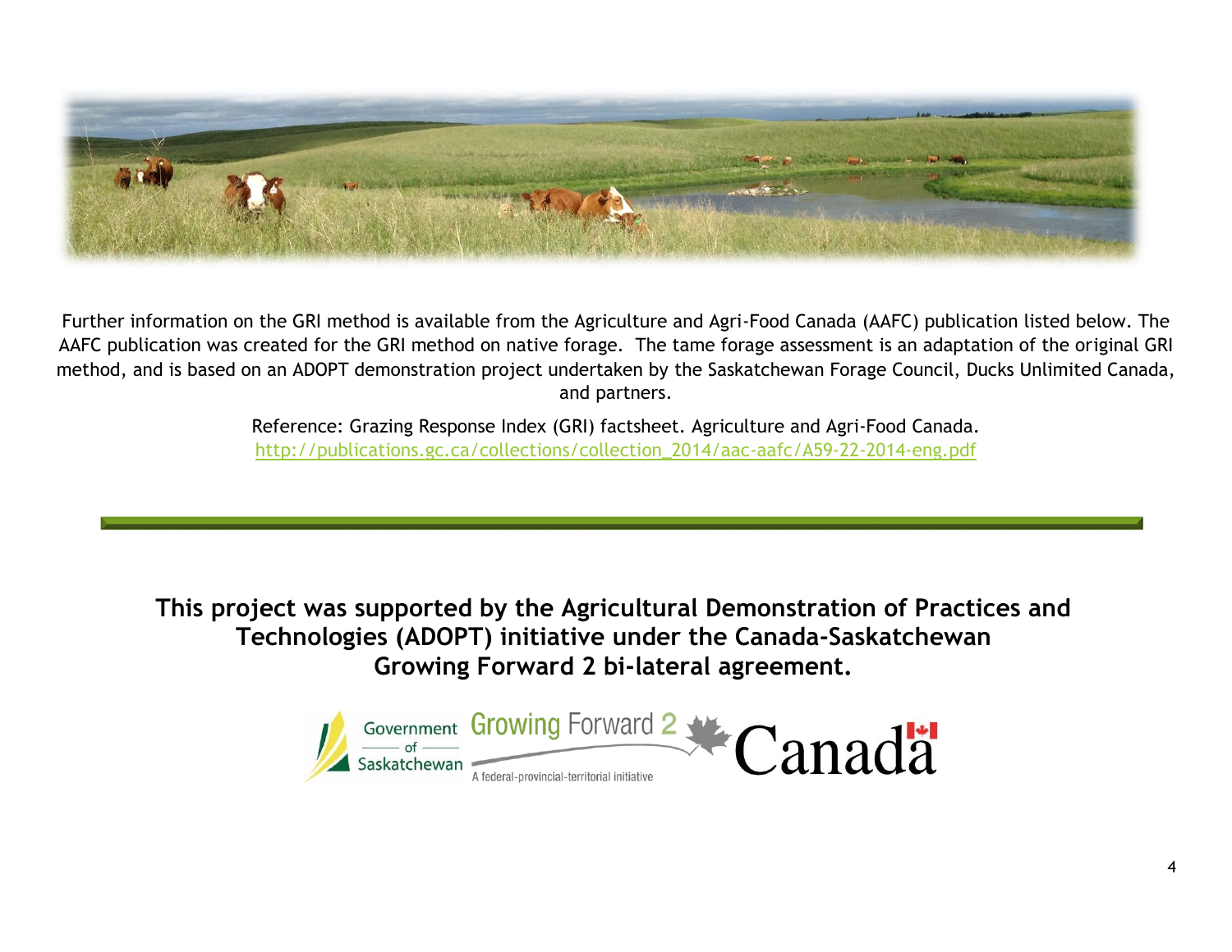Further information on the GRI method is available from the Agriculture and Agri-Food Canada (AAFC) publication listed below. The AAFC publication was created for the GRI method on native forage. The tame forage assessment is an adaptation of the original GRI method, and is based on an ADOPT demonstration project undertaken by the Saskatchewan Forage Council, Ducks Unlimited Canada, and partners.

Reference: Grazing Response Index (GRI) factsheet. Agriculture and Agri-Food Canada.
http://publications.gc.ca/collections/collection_2014/aac-aafc/A59-22-2014-eng.pdf

**This project was supported by the Agricultural Demonstration of Practices and Technologies (ADOPT) initiative under the Canada-Saskatchewan Growing Forward 2 bi-lateral agreement.**

Government of Saskatchewan

Growing Forward 2

A federal-provincial-territorial initiative

Canada